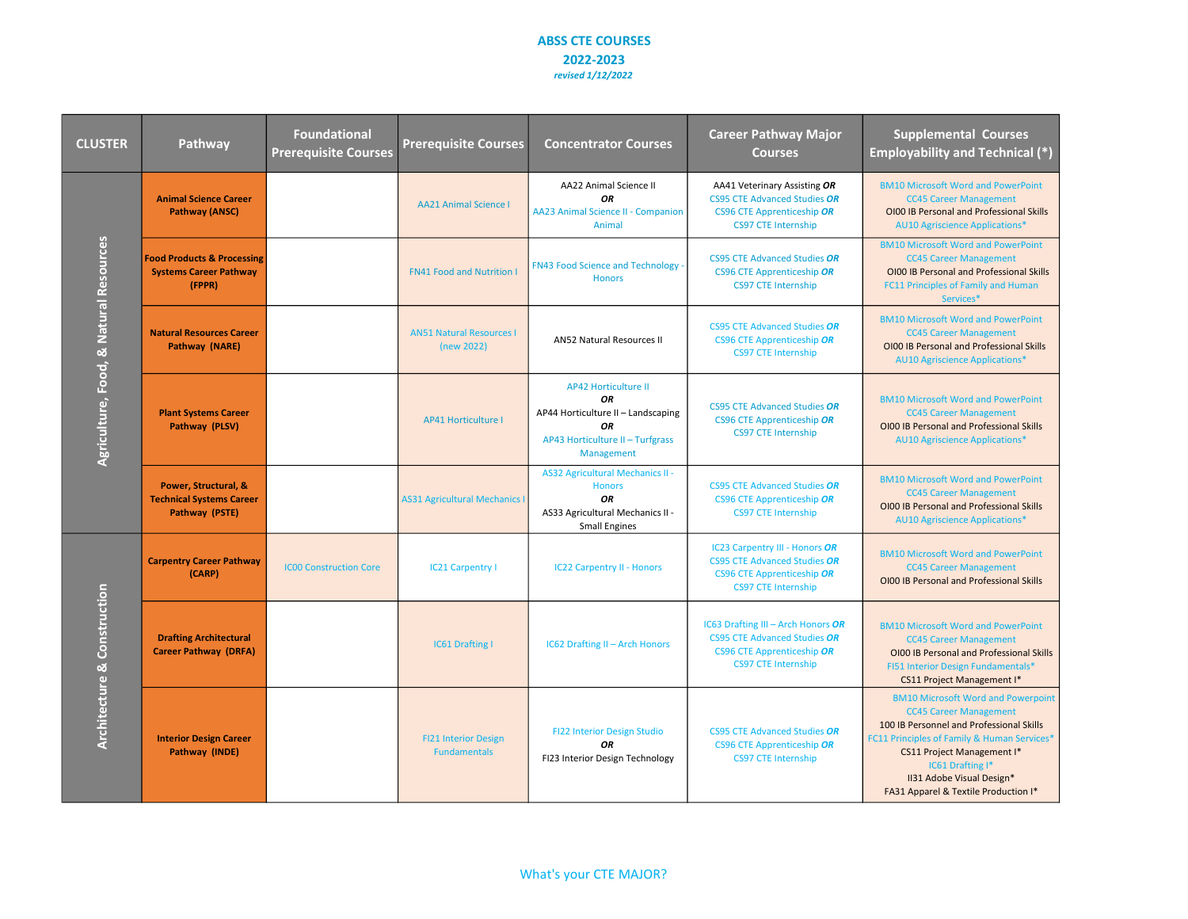# ABSS CTE COURSES

## 2022-2023

*revised 1/12/2022*

| CLUSTER | Pathway | Foundational Prerequisite Courses | Prerequisite Courses | Concentrator Courses | Career Pathway Major Courses | Supplemental Courses Employability and Technical (*) |
|---|---|---|---|---|---|---|
| Agriculture, Food, & Natural Resources | **Animal Science Career Pathway (ANSC)** | | AA21 Animal Science I | AA22 Animal Science II ***OR*** AA23 Animal Science II - Companion Animal | AA41 Veterinary Assisting ***OR*** CS95 CTE Advanced Studies ***OR*** CS96 CTE Apprenticeship ***OR*** CS97 CTE Internship | BM10 Microsoft Word and PowerPoint<br>CC45 Career Management<br>OI00 IB Personal and Professional Skills<br>AU10 Agriscience Applications* |
| | **Food Products & Processing Systems Career Pathway (FPPR)** | | FN41 Food and Nutrition I | FN43 Food Science and Technology - Honors | CS95 CTE Advanced Studies ***OR*** CS96 CTE Apprenticeship ***OR*** CS97 CTE Internship | BM10 Microsoft Word and PowerPoint<br>CC45 Career Management<br>OI00 IB Personal and Professional Skills<br>FC11 Principles of Family and Human Services* |
| | **Natural Resources Career Pathway (NARE)** | | AN51 Natural Resources I (new 2022) | AN52 Natural Resources II | CS95 CTE Advanced Studies ***OR*** CS96 CTE Apprenticeship ***OR*** CS97 CTE Internship | BM10 Microsoft Word and PowerPoint<br>CC45 Career Management<br>OI00 IB Personal and Professional Skills<br>AU10 Agriscience Applications* |
| | **Plant Systems Career Pathway (PLSV)** | | AP41 Horticulture I | AP42 Horticulture II ***OR*** AP44 Horticulture II – Landscaping ***OR*** AP43 Horticulture II – Turfgrass Management | CS95 CTE Advanced Studies ***OR*** CS96 CTE Apprenticeship ***OR*** CS97 CTE Internship | BM10 Microsoft Word and PowerPoint<br>CC45 Career Management<br>OI00 IB Personal and Professional Skills<br>AU10 Agriscience Applications* |
| | **Power, Structural, & Technical Systems Career Pathway (PSTE)** | | AS31 Agricultural Mechanics I | AS32 Agricultural Mechanics II - Honors ***OR*** AS33 Agricultural Mechanics II - Small Engines | CS95 CTE Advanced Studies ***OR*** CS96 CTE Apprenticeship ***OR*** CS97 CTE Internship | BM10 Microsoft Word and PowerPoint<br>CC45 Career Management<br>OI00 IB Personal and Professional Skills<br>AU10 Agriscience Applications* |
| Architecture & Construction | **Carpentry Career Pathway (CARP)** | IC00 Construction Core | IC21 Carpentry I | IC22 Carpentry II - Honors | IC23 Carpentry III - Honors ***OR*** CS95 CTE Advanced Studies ***OR*** CS96 CTE Apprenticeship ***OR*** CS97 CTE Internship | BM10 Microsoft Word and PowerPoint<br>CC45 Career Management<br>OI00 IB Personal and Professional Skills |
| | **Drafting Architectural Career Pathway (DRFA)** | | IC61 Drafting I | IC62 Drafting II – Arch Honors | IC63 Drafting III – Arch Honors ***OR*** CS95 CTE Advanced Studies ***OR*** CS96 CTE Apprenticeship ***OR*** CS97 CTE Internship | BM10 Microsoft Word and PowerPoint<br>CC45 Career Management<br>OI00 IB Personal and Professional Skills<br>FI51 Interior Design Fundamentals*<br>CS11 Project Management I* |
| | **Interior Design Career Pathway (INDE)** | | FI21 Interior Design Fundamentals | FI22 Interior Design Studio ***OR*** FI23 Interior Design Technology | CS95 CTE Advanced Studies ***OR*** CS96 CTE Apprenticeship ***OR*** CS97 CTE Internship | BM10 Microsoft Word and Powerpoint<br>CC45 Career Management<br>100 IB Personnel and Professional Skills<br>FC11 Principles of Family & Human Services*<br>CS11 Project Management I*<br>IC61 Drafting I*<br>II31 Adobe Visual Design*<br>FA31 Apparel & Textile Production I* |

What's your CTE MAJOR?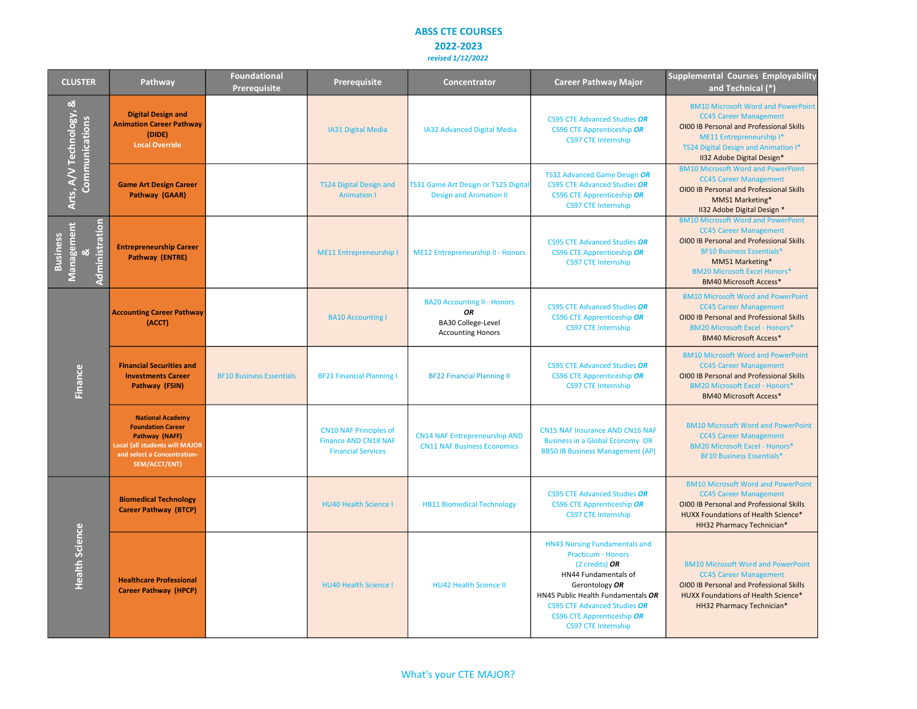# ABSS CTE COURSES

## 2022-2023

*revised 1/12/2022*

| CLUSTER | Pathway | Foundational Prerequisite | Prerequisite | Concentrator | Career Pathway Major | Supplemental Courses Employability and Technical (*) |
|---|---|---|---|---|---|---|
| Arts, A/V Technology, & Communications | Digital Design and Animation Career Pathway (DIDE) Local Override | | IA31 Digital Media | IA32 Advanced Digital Media | CS95 CTE Advanced Studies **OR** CS96 CTE Apprenticeship **OR** CS97 CTE Internship | BM10 Microsoft Word and PowerPoint<br>CC45 Career Management<br>OI00 IB Personal and Professional Skills<br>ME11 Entrepreneurship I*<br>TS24 Digital Design and Animation I*<br>II32 Adobe Digital Design* |
| | Game Art Design Career Pathway (GAAR) | | TS24 Digital Design and Animation I | TS31 Game Art Design or TS25 Digital Design and Animation II | TS32 Advanced Game Design **OR** CS95 CTE Advanced Studies **OR** CS96 CTE Apprenticeship **OR** CS97 CTE Internship | BM10 Microsoft Word and PowerPoint<br>CC45 Career Management<br>OI00 IB Personal and Professional Skills<br>MMS1 Marketing*<br>II32 Adobe Digital Design * |
| Business Management & Administration | Entrepreneurship Career Pathway (ENTRE) | | ME11 Entrepreneurship I | ME12 Entrepreneurship II - Honors | CS95 CTE Advanced Studies **OR** CS96 CTE Apprenticeship **OR** CS97 CTE Internship | BM10 Microsoft Word and PowerPoint<br>CC45 Career Management<br>OI00 IB Personal and Professional Skills<br>BF10 Business Essentials*<br>MM51 Marketing*<br>BM20 Microsoft Excel Honors*<br>BM40 Microsoft Access* |
| Finance | Accounting Career Pathway (ACCT) | | BA10 Accounting I | BA20 Accounting II - Honors **OR** BA30 College-Level Accounting Honors | CS95 CTE Advanced Studies **OR** CS96 CTE Apprenticeship **OR** CS97 CTE Internship | BM10 Microsoft Word and PowerPoint<br>CC45 Career Management<br>OI00 IB Personal and Professional Skills<br>BM20 Microsoft Excel - Honors*<br>BM40 Microsoft Access* |
| | Financial Securities and Investments Career Pathway (FSIN) | BF10 Business Essentials | BF21 Financial Planning I | BF22 Financial Planning II | CS95 CTE Advanced Studies **OR** CS96 CTE Apprenticeship **OR** CS97 CTE Internship | BM10 Microsoft Word and PowerPoint<br>CC45 Career Management<br>OI00 IB Personal and Professional Skills<br>BM20 Microsoft Excel - Honors*<br>BM40 Microsoft Access* |
| | National Academy Foundation Career Pathway (NAFF) Local (all students will MAJOR and select a Concentration-SEM/ACCT/ENT) | | CN10 NAF Principles of Finance AND CN18 NAF Financial Services | CN14 NAF Entrepreneurship AND CN11 NAF Business Economics | CN15 NAF Insurance AND CN16 NAF Business in a Global Economy OR BB50 IB Business Management (AP) | BM10 Microsoft Word and PowerPoint<br>CC45 Career Management<br>BM20 Microsoft Excel - Honors*<br>BF10 Business Essentials* |
| Health Science | Biomedical Technology Career Pathway (BTCP) | | HU40 Health Science I | HB11 Biomedical Technology | CS95 CTE Advanced Studies **OR** CS96 CTE Apprenticeship **OR** CS97 CTE Internship | BM10 Microsoft Word and PowerPoint<br>CC45 Career Management<br>OI00 IB Personal and Professional Skills<br>HUXX Foundations of Health Science*<br>HH32 Pharmacy Technician* |
| | Healthcare Professional Career Pathway (HPCP) | | HU40 Health Science I | HU42 Health Science II | HN43 Nursing Fundamentals and Practicum - Honors (2 credits) **OR** HN44 Fundamentals of Gerontology **OR** HN45 Public Health Fundamentals **OR** CS95 CTE Advanced Studies **OR** CS96 CTE Apprenticeship **OR** CS97 CTE Internship | BM10 Microsoft Word and PowerPoint<br>CC45 Career Management<br>OI00 IB Personal and Professional Skills<br>HUXX Foundations of Health Science*<br>HH32 Pharmacy Technician* |

What's your CTE MAJOR?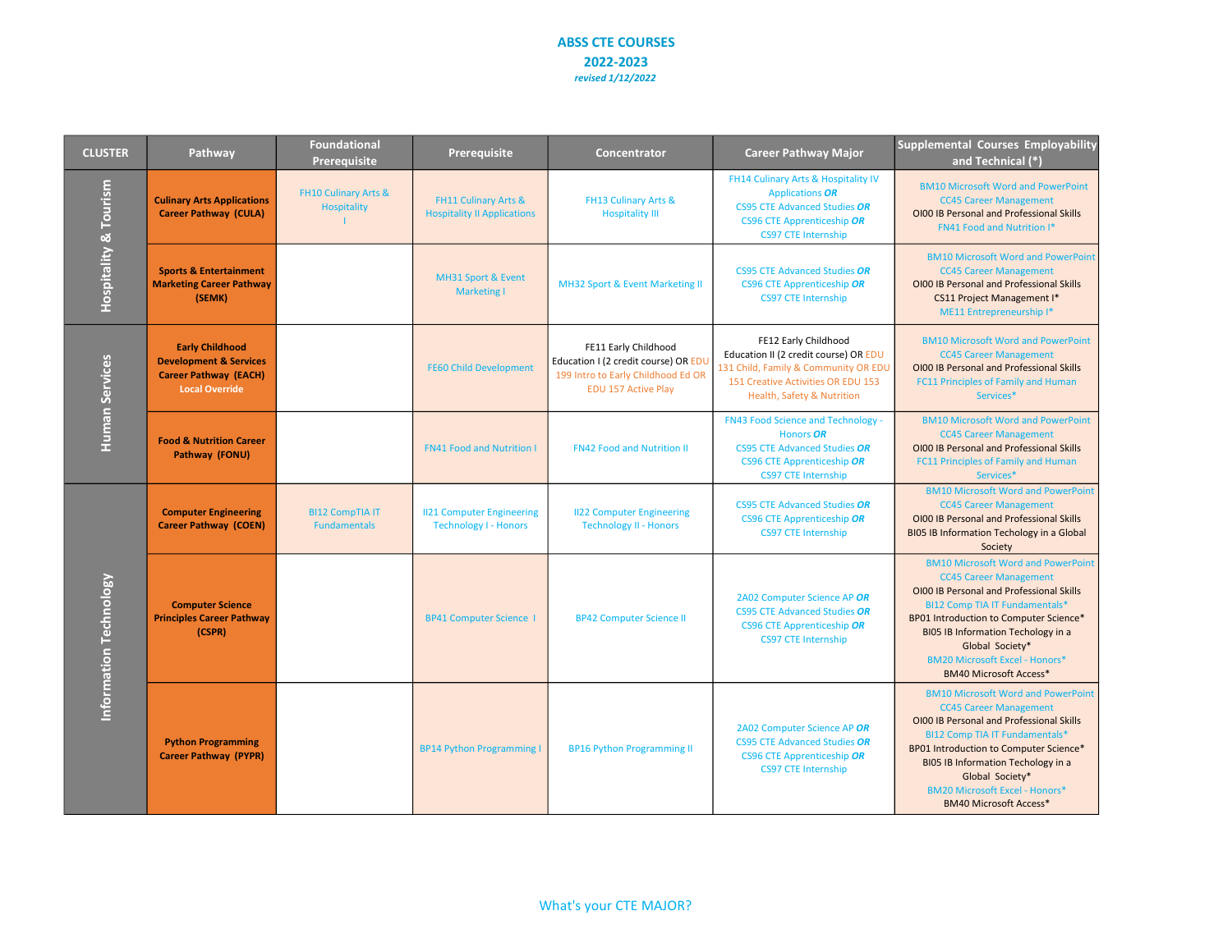# ABSS CTE COURSES

## 2022-2023

*revised 1/12/2022*

| CLUSTER | Pathway | Foundational Prerequisite | Prerequisite | Concentrator | Career Pathway Major | Supplemental Courses Employability and Technical (*) |
|---|---|---|---|---|---|---|
| Hospitality & Tourism | **Culinary Arts Applications Career Pathway (CULA)** | FH10 Culinary Arts & Hospitality I | FH11 Culinary Arts & Hospitality II Applications | FH13 Culinary Arts & Hospitality III | FH14 Culinary Arts & Hospitality IV Applications ***OR*** CS95 CTE Advanced Studies ***OR*** CS96 CTE Apprenticeship ***OR*** CS97 CTE Internship | BM10 Microsoft Word and PowerPoint<br>CC45 Career Management<br>OI00 IB Personal and Professional Skills<br>FN41 Food and Nutrition I* |
| | **Sports & Entertainment Marketing Career Pathway (SEMK)** | | MH31 Sport & Event Marketing I | MH32 Sport & Event Marketing II | CS95 CTE Advanced Studies ***OR*** CS96 CTE Apprenticeship ***OR*** CS97 CTE Internship | BM10 Microsoft Word and PowerPoint<br>CC45 Career Management<br>OI00 IB Personal and Professional Skills<br>CS11 Project Management I*<br>ME11 Entrepreneurship I* |
| Human Services | **Early Childhood Development & Services Career Pathway (EACH) Local Override** | | FE60 Child Development | FE11 Early Childhood Education I (2 credit course) OR EDU 199 Intro to Early Childhood Ed OR EDU 157 Active Play | FE12 Early Childhood Education II (2 credit course) OR EDU 131 Child, Family & Community OR EDU 151 Creative Activities OR EDU 153 Health, Safety & Nutrition | BM10 Microsoft Word and PowerPoint<br>CC45 Career Management<br>OI00 IB Personal and Professional Skills<br>FC11 Principles of Family and Human Services* |
| | **Food & Nutrition Career Pathway (FONU)** | | FN41 Food and Nutrition I | FN42 Food and Nutrition II | FN43 Food Science and Technology - Honors ***OR*** CS95 CTE Advanced Studies ***OR*** CS96 CTE Apprenticeship ***OR*** CS97 CTE Internship | BM10 Microsoft Word and PowerPoint<br>CC45 Career Management<br>OI00 IB Personal and Professional Skills<br>FC11 Principles of Family and Human Services* |
| Information Technology | **Computer Engineering Career Pathway (COEN)** | BI12 CompTIA IT Fundamentals | II21 Computer Engineering Technology I - Honors | II22 Computer Engineering Technology II - Honors | CS95 CTE Advanced Studies ***OR*** CS96 CTE Apprenticeship ***OR*** CS97 CTE Internship | BM10 Microsoft Word and PowerPoint<br>CC45 Career Management<br>OI00 IB Personal and Professional Skills<br>BI05 IB Information Techology in a Global Society |
| | **Computer Science Principles Career Pathway (CSPR)** | | BP41 Computer Science I | BP42 Computer Science II | 2A02 Computer Science AP ***OR*** CS95 CTE Advanced Studies ***OR*** CS96 CTE Apprenticeship ***OR*** CS97 CTE Internship | BM10 Microsoft Word and PowerPoint<br>CC45 Career Management<br>OI00 IB Personal and Professional Skills<br>BI12 Comp TIA IT Fundamentals*<br>BP01 Introduction to Computer Science*<br>BI05 IB Information Techology in a Global Society*<br>BM20 Microsoft Excel - Honors*<br>BM40 Microsoft Access* |
| | **Python Programming Career Pathway (PYPR)** | | BP14 Python Programming I | BP16 Python Programming II | 2A02 Computer Science AP ***OR*** CS95 CTE Advanced Studies ***OR*** CS96 CTE Apprenticeship ***OR*** CS97 CTE Internship | BM10 Microsoft Word and PowerPoint<br>CC45 Career Management<br>OI00 IB Personal and Professional Skills<br>BI12 Comp TIA IT Fundamentals*<br>BP01 Introduction to Computer Science*<br>BI05 IB Information Techology in a Global Society*<br>BM20 Microsoft Excel - Honors*<br>BM40 Microsoft Access* |

What's your CTE MAJOR?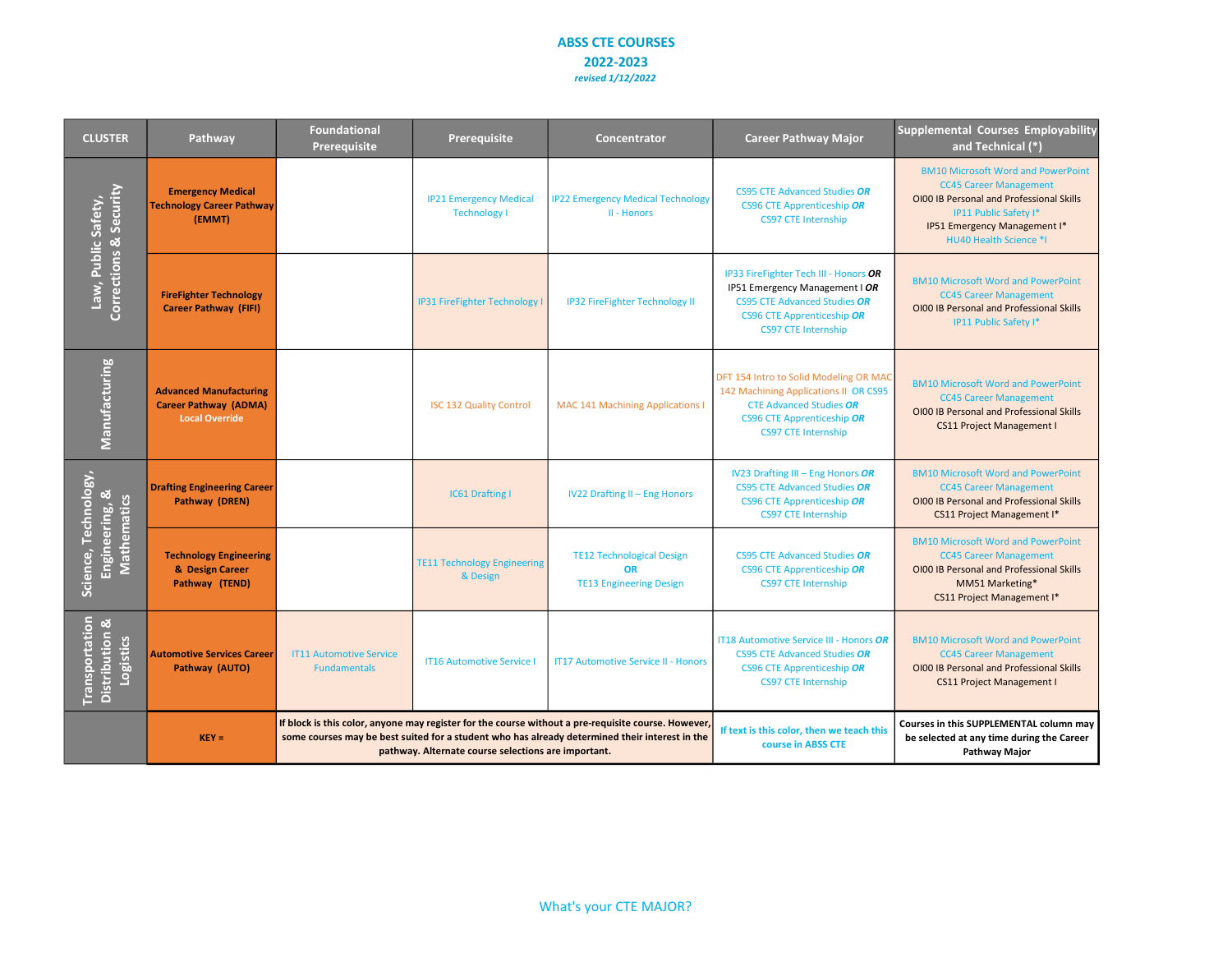# ABSS CTE COURSES

## 2022-2023

*revised 1/12/2022*

| CLUSTER | Pathway | Foundational Prerequisite | Prerequisite | Concentrator | Career Pathway Major | Supplemental Courses Employability and Technical (*) |
|---|---|---|---|---|---|---|
| Law, Public Safety, Corrections & Security | **Emergency Medical Technology Career Pathway (EMMT)** | | IP21 Emergency Medical Technology I | IP22 Emergency Medical Technology II - Honors | CS95 CTE Advanced Studies ***OR*** CS96 CTE Apprenticeship ***OR*** CS97 CTE Internship | BM10 Microsoft Word and PowerPoint<br>CC45 Career Management<br>OI00 IB Personal and Professional Skills<br>IP11 Public Safety I*<br>IP51 Emergency Management I*<br>HU40 Health Science *I |
| | **FireFighter Technology Career Pathway (FIFI)** | | IP31 FireFighter Technology I | IP32 FireFighter Technology II | IP33 FireFighter Tech III - Honors ***OR*** IP51 Emergency Management I ***OR*** CS95 CTE Advanced Studies ***OR*** CS96 CTE Apprenticeship ***OR*** CS97 CTE Internship | BM10 Microsoft Word and PowerPoint<br>CC45 Career Management<br>OI00 IB Personal and Professional Skills<br>IP11 Public Safety I* |
| Manufacturing | **Advanced Manufacturing Career Pathway (ADMA)** **Local Override** | | ISC 132 Quality Control | MAC 141 Machining Applications I | DFT 154 Intro to Solid Modeling OR MAC 142 Machining Applications II OR CS95 CTE Advanced Studies ***OR*** CS96 CTE Apprenticeship ***OR*** CS97 CTE Internship | BM10 Microsoft Word and PowerPoint<br>CC45 Career Management<br>OI00 IB Personal and Professional Skills<br>CS11 Project Management I |
| Science, Technology, Engineering, & Mathematics | **Drafting Engineering Career Pathway (DREN)** | | IC61 Drafting I | IV22 Drafting II – Eng Honors | IV23 Drafting III – Eng Honors ***OR*** CS95 CTE Advanced Studies ***OR*** CS96 CTE Apprenticeship ***OR*** CS97 CTE Internship | BM10 Microsoft Word and PowerPoint<br>CC45 Career Management<br>OI00 IB Personal and Professional Skills<br>CS11 Project Management I* |
| | **Technology Engineering & Design Career Pathway (TEND)** | | TE11 Technology Engineering & Design | TE12 Technological Design **OR** TE13 Engineering Design | CS95 CTE Advanced Studies ***OR*** CS96 CTE Apprenticeship ***OR*** CS97 CTE Internship | BM10 Microsoft Word and PowerPoint<br>CC45 Career Management<br>OI00 IB Personal and Professional Skills<br>MM51 Marketing*<br>CS11 Project Management I* |
| Transportation Distribution & Logistics | **Automotive Services Career Pathway (AUTO)** | IT11 Automotive Service Fundamentals | IT16 Automotive Service I | IT17 Automotive Service II - Honors | IT18 Automotive Service III - Honors ***OR*** CS95 CTE Advanced Studies ***OR*** CS96 CTE Apprenticeship ***OR*** CS97 CTE Internship | BM10 Microsoft Word and PowerPoint<br>CC45 Career Management<br>OI00 IB Personal and Professional Skills<br>CS11 Project Management I |
| | **KEY =** | **If block is this color, anyone may register for the course without a pre-requisite course. However, some courses may be best suited for a student who has already determined their interest in the pathway. Alternate course selections are important.** | | | **If text is this color, then we teach this course in ABSS CTE** | **Courses in this SUPPLEMENTAL column may be selected at any time during the Career Pathway Major** |

What's your CTE MAJOR?